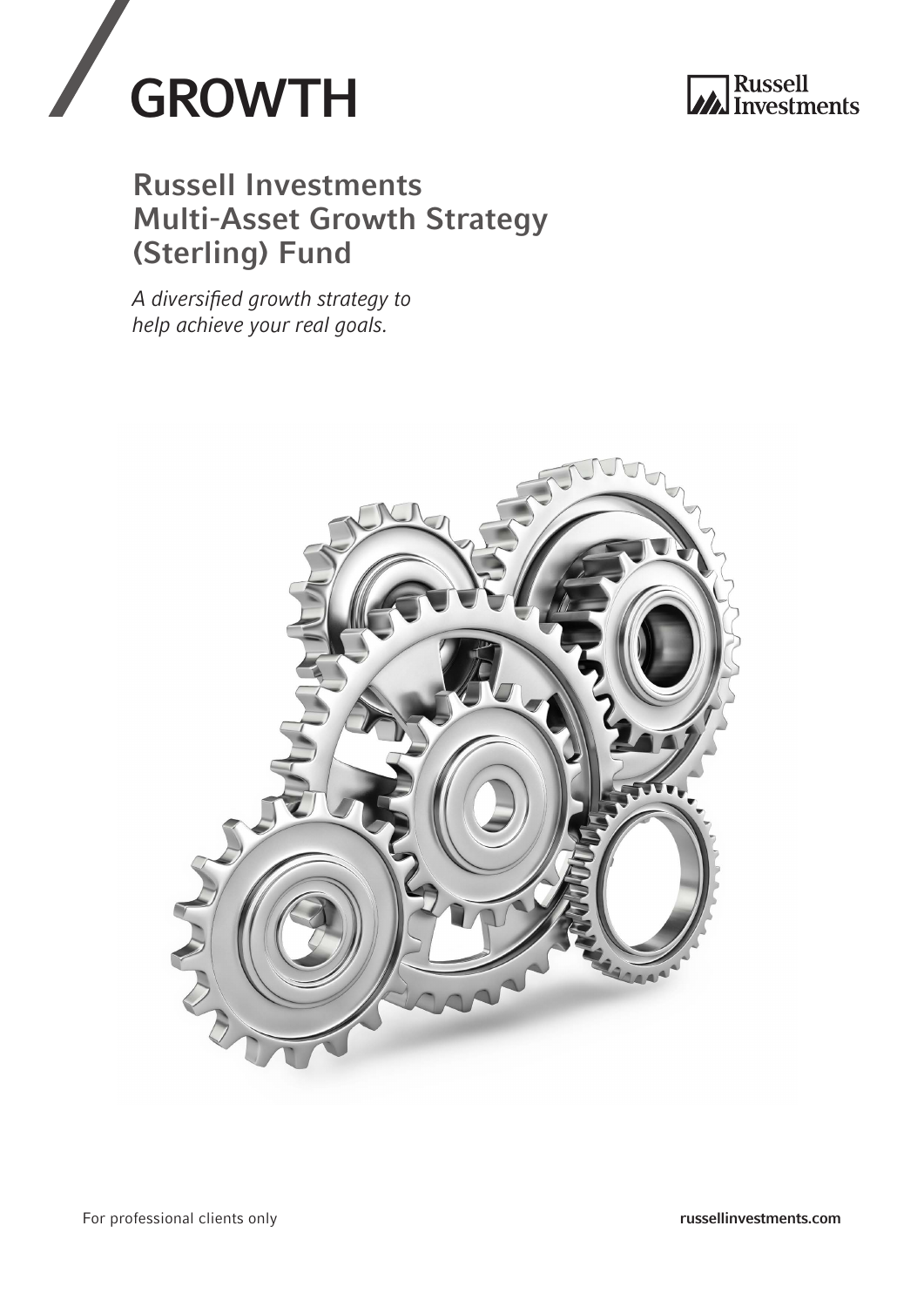# GROWTH

Russell Investments

## Russell Investments Multi-Asset Growth Strategy (Sterling) Fund

*A diversified growth strategy to help achieve your real goals.*

For professional clients only

**russellinvestments.com**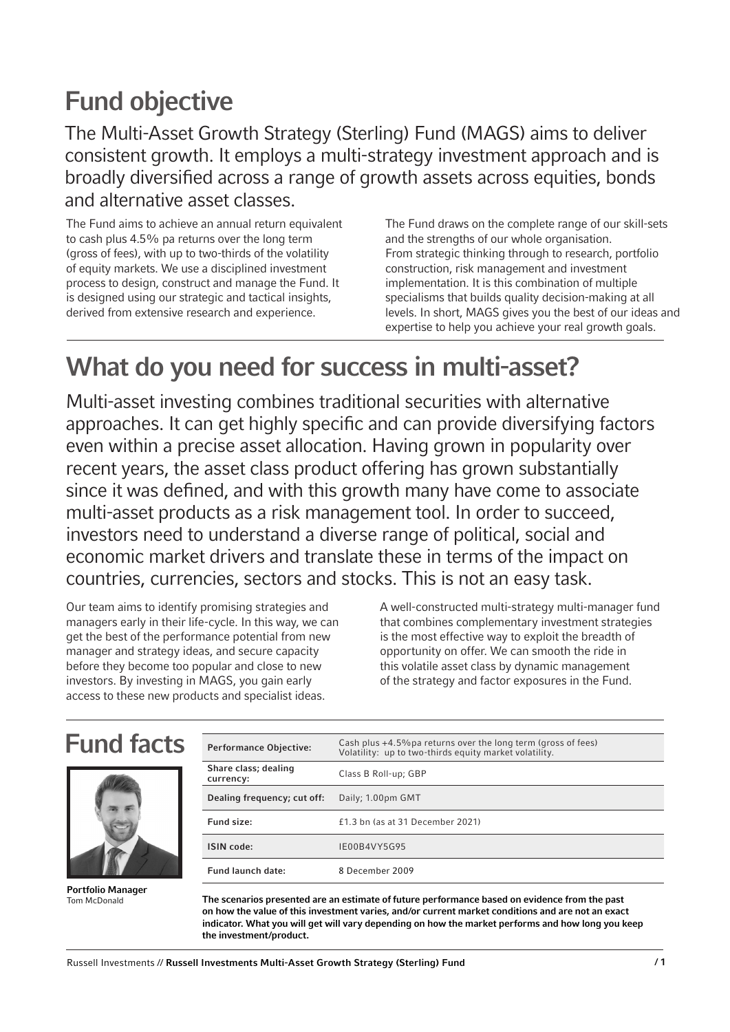## Fund objective

The Multi-Asset Growth Strategy (Sterling) Fund (MAGS) aims to deliver consistent growth. It employs a multi-strategy investment approach and is broadly diversified across a range of growth assets across equities, bonds and alternative asset classes.

The Fund aims to achieve an annual return equivalent to cash plus 4.5% pa returns over the long term (gross of fees), with up to two-thirds of the volatility of equity markets. We use a disciplined investment process to design, construct and manage the Fund. It is designed using our strategic and tactical insights, derived from extensive research and experience.

The Fund draws on the complete range of our skill-sets and the strengths of our whole organisation. From strategic thinking through to research, portfolio construction, risk management and investment implementation. It is this combination of multiple specialisms that builds quality decision-making at all levels. In short, MAGS gives you the best of our ideas and expertise to help you achieve your real growth goals.

## What do you need for success in multi-asset?

Multi-asset investing combines traditional securities with alternative approaches. It can get highly specific and can provide diversifying factors even within a precise asset allocation. Having grown in popularity over recent years, the asset class product offering has grown substantially since it was defined, and with this growth many have come to associate multi-asset products as a risk management tool. In order to succeed, investors need to understand a diverse range of political, social and economic market drivers and translate these in terms of the impact on countries, currencies, sectors and stocks. This is not an easy task.

Our team aims to identify promising strategies and managers early in their life-cycle. In this way, we can get the best of the performance potential from new manager and strategy ideas, and secure capacity before they become too popular and close to new investors. By investing in MAGS, you gain early access to these new products and specialist ideas.

A well-constructed multi-strategy multi-manager fund that combines complementary investment strategies is the most effective way to exploit the breadth of opportunity on offer. We can smooth the ride in this volatile asset class by dynamic management of the strategy and factor exposures in the Fund.

## Fund facts

**Portfolio Manager**
Tom McDonald

| | |
|---|---|
| **Performance Objective:** | Cash plus +4.5%pa returns over the long term (gross of fees) Volatility: up to two-thirds equity market volatility. |
| **Share class; dealing currency:** | Class B Roll-up; GBP |
| **Dealing frequency; cut off:** | Daily; 1.00pm GMT |
| **Fund size:** | £1.3 bn (as at 31 December 2021) |
| **ISIN code:** | IE00B4VY5G95 |
| **Fund launch date:** | 8 December 2009 |

**The scenarios presented are an estimate of future performance based on evidence from the past on how the value of this investment varies, and/or current market conditions and are not an exact indicator. What you will get will vary depending on how the market performs and how long you keep the investment/product.**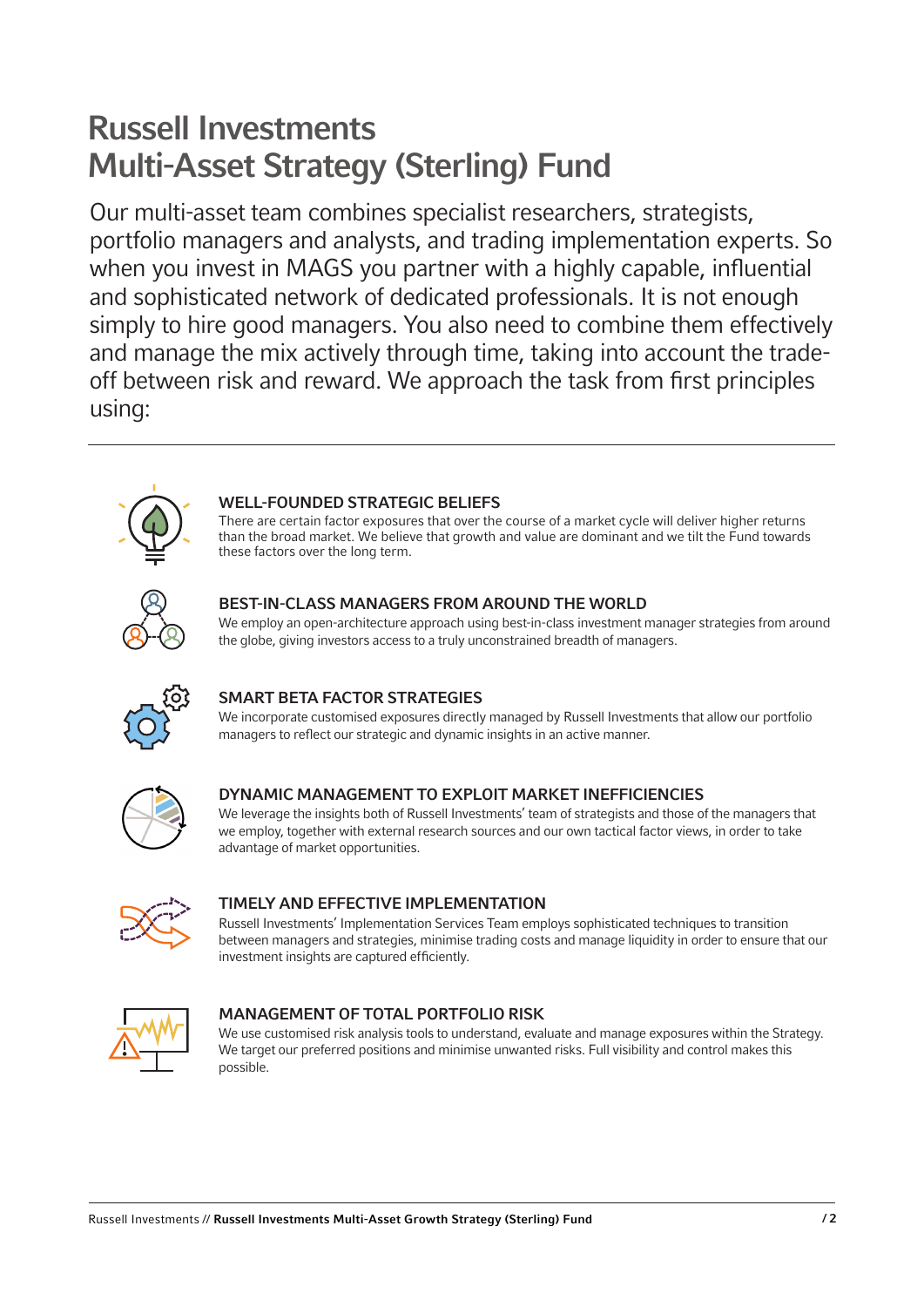# Russell Investments Multi-Asset Strategy (Sterling) Fund

Our multi-asset team combines specialist researchers, strategists, portfolio managers and analysts, and trading implementation experts. So when you invest in MAGS you partner with a highly capable, influential and sophisticated network of dedicated professionals. It is not enough simply to hire good managers. You also need to combine them effectively and manage the mix actively through time, taking into account the trade-off between risk and reward. We approach the task from first principles using:

---

### WELL-FOUNDED STRATEGIC BELIEFS

There are certain factor exposures that over the course of a market cycle will deliver higher returns than the broad market. We believe that growth and value are dominant and we tilt the Fund towards these factors over the long term.

### BEST-IN-CLASS MANAGERS FROM AROUND THE WORLD

We employ an open-architecture approach using best-in-class investment manager strategies from around the globe, giving investors access to a truly unconstrained breadth of managers.

### SMART BETA FACTOR STRATEGIES

We incorporate customised exposures directly managed by Russell Investments that allow our portfolio managers to reflect our strategic and dynamic insights in an active manner.

### DYNAMIC MANAGEMENT TO EXPLOIT MARKET INEFFICIENCIES

We leverage the insights both of Russell Investments' team of strategists and those of the managers that we employ, together with external research sources and our own tactical factor views, in order to take advantage of market opportunities.

### TIMELY AND EFFECTIVE IMPLEMENTATION

Russell Investments' Implementation Services Team employs sophisticated techniques to transition between managers and strategies, minimise trading costs and manage liquidity in order to ensure that our investment insights are captured efficiently.

### MANAGEMENT OF TOTAL PORTFOLIO RISK

We use customised risk analysis tools to understand, evaluate and manage exposures within the Strategy. We target our preferred positions and minimise unwanted risks. Full visibility and control makes this possible.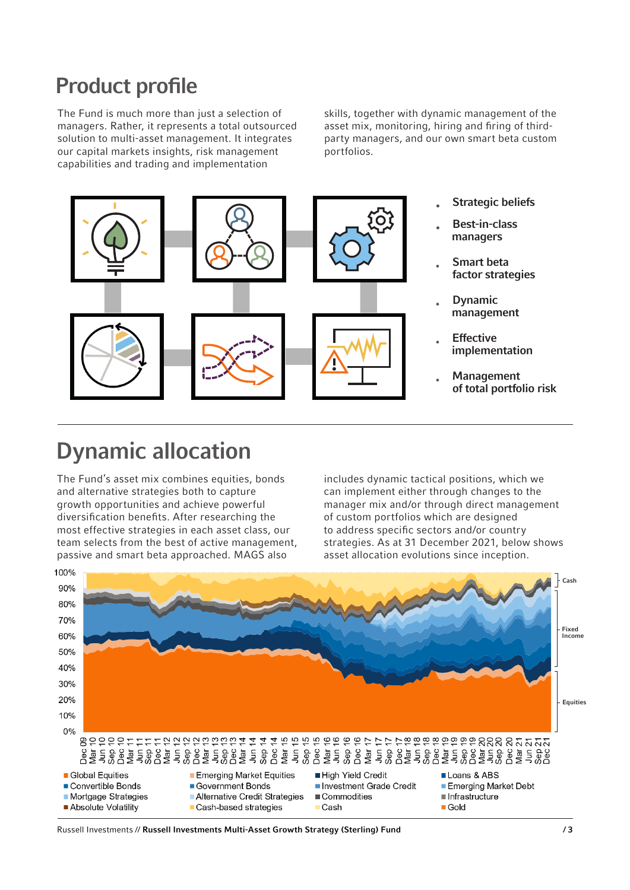# Product profile

The Fund is much more than just a selection of managers. Rather, it represents a total outsourced solution to multi-asset management. It integrates our capital markets insights, risk management capabilities and trading and implementation skills, together with dynamic management of the asset mix, monitoring, hiring and firing of third-party managers, and our own smart beta custom portfolios.

- **Strategic beliefs**
- **Best-in-class managers**
- **Smart beta factor strategies**
- **Dynamic management**
- **Effective implementation**
- **Management of total portfolio risk**

# Dynamic allocation

The Fund's asset mix combines equities, bonds and alternative strategies both to capture growth opportunities and achieve powerful diversification benefits. After researching the most effective strategies in each asset class, our team selects from the best of active management, passive and smart beta approached. MAGS also includes dynamic tactical positions, which we can implement either through changes to the manager mix and/or through direct management of custom portfolios which are designed to address specific sectors and/or country strategies. As at 31 December 2021, below shows asset allocation evolutions since inception.

Cash

Fixed Income

Equities

- Global Equities
- Emerging Market Equities
- High Yield Credit
- Loans & ABS
- Convertible Bonds
- Government Bonds
- Investment Grade Credit
- Emerging Market Debt
- Mortgage Strategies
- Alternative Credit Strategies
- Commodities
- Infrastructure
- Absolute Volatility
- Cash-based strategies
- Cash
- Gold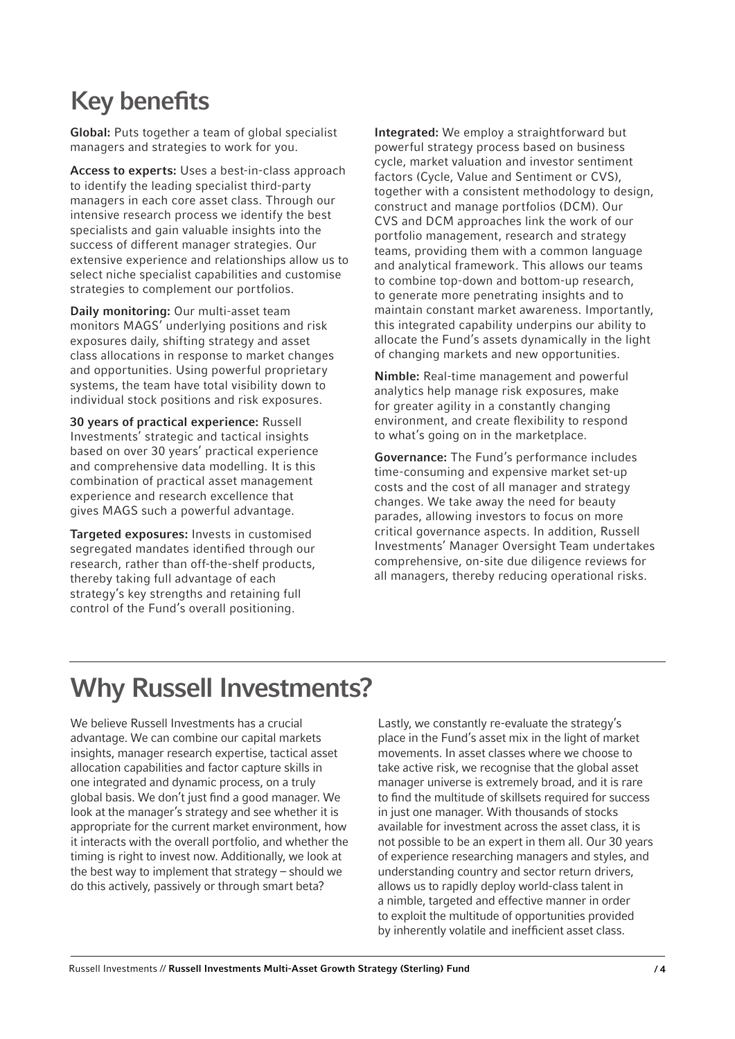## Key benefits

**Global:** Puts together a team of global specialist managers and strategies to work for you.

**Access to experts:** Uses a best-in-class approach to identify the leading specialist third-party managers in each core asset class. Through our intensive research process we identify the best specialists and gain valuable insights into the success of different manager strategies. Our extensive experience and relationships allow us to select niche specialist capabilities and customise strategies to complement our portfolios.

**Daily monitoring:** Our multi-asset team monitors MAGS' underlying positions and risk exposures daily, shifting strategy and asset class allocations in response to market changes and opportunities. Using powerful proprietary systems, the team have total visibility down to individual stock positions and risk exposures.

**30 years of practical experience:** Russell Investments' strategic and tactical insights based on over 30 years' practical experience and comprehensive data modelling. It is this combination of practical asset management experience and research excellence that gives MAGS such a powerful advantage.

**Targeted exposures:** Invests in customised segregated mandates identified through our research, rather than off-the-shelf products, thereby taking full advantage of each strategy's key strengths and retaining full control of the Fund's overall positioning.

**Integrated:** We employ a straightforward but powerful strategy process based on business cycle, market valuation and investor sentiment factors (Cycle, Value and Sentiment or CVS), together with a consistent methodology to design, construct and manage portfolios (DCM). Our CVS and DCM approaches link the work of our portfolio management, research and strategy teams, providing them with a common language and analytical framework. This allows our teams to combine top-down and bottom-up research, to generate more penetrating insights and to maintain constant market awareness. Importantly, this integrated capability underpins our ability to allocate the Fund's assets dynamically in the light of changing markets and new opportunities.

**Nimble:** Real-time management and powerful analytics help manage risk exposures, make for greater agility in a constantly changing environment, and create flexibility to respond to what's going on in the marketplace.

**Governance:** The Fund's performance includes time-consuming and expensive market set-up costs and the cost of all manager and strategy changes. We take away the need for beauty parades, allowing investors to focus on more critical governance aspects. In addition, Russell Investments' Manager Oversight Team undertakes comprehensive, on-site due diligence reviews for all managers, thereby reducing operational risks.

## Why Russell Investments?

We believe Russell Investments has a crucial advantage. We can combine our capital markets insights, manager research expertise, tactical asset allocation capabilities and factor capture skills in one integrated and dynamic process, on a truly global basis. We don't just find a good manager. We look at the manager's strategy and see whether it is appropriate for the current market environment, how it interacts with the overall portfolio, and whether the timing is right to invest now. Additionally, we look at the best way to implement that strategy – should we do this actively, passively or through smart beta?

Lastly, we constantly re-evaluate the strategy's place in the Fund's asset mix in the light of market movements. In asset classes where we choose to take active risk, we recognise that the global asset manager universe is extremely broad, and it is rare to find the multitude of skillsets required for success in just one manager. With thousands of stocks available for investment across the asset class, it is not possible to be an expert in them all. Our 30 years of experience researching managers and styles, and understanding country and sector return drivers, allows us to rapidly deploy world-class talent in a nimble, targeted and effective manner in order to exploit the multitude of opportunities provided by inherently volatile and inefficient asset class.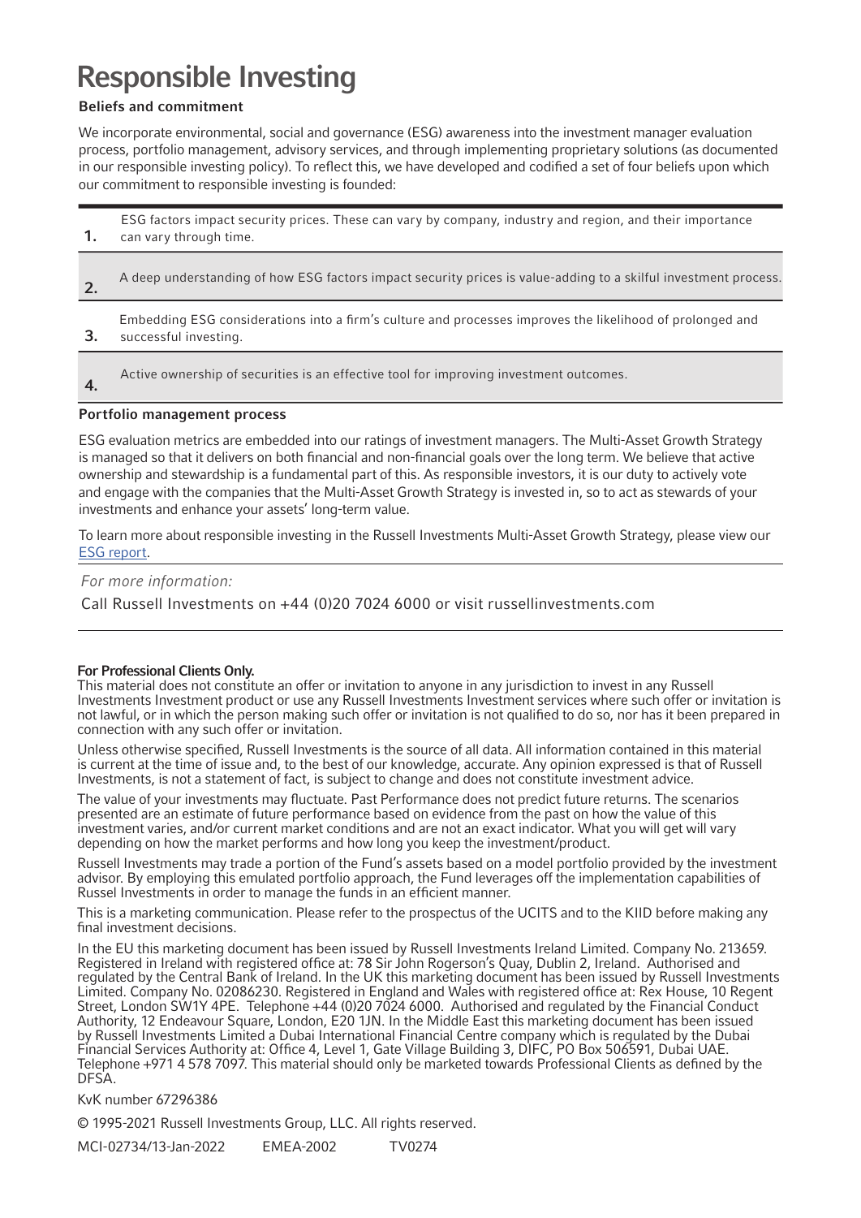# Responsible Investing

### Beliefs and commitment

We incorporate environmental, social and governance (ESG) awareness into the investment manager evaluation process, portfolio management, advisory services, and through implementing proprietary solutions (as documented in our responsible investing policy). To reflect this, we have developed and codified a set of four beliefs upon which our commitment to responsible investing is founded:

| | |
|---|---|
| **1.** | ESG factors impact security prices. These can vary by company, industry and region, and their importance can vary through time. |
| **2.** | A deep understanding of how ESG factors impact security prices is value-adding to a skilful investment process. |
| **3.** | Embedding ESG considerations into a firm's culture and processes improves the likelihood of prolonged and successful investing. |
| **4.** | Active ownership of securities is an effective tool for improving investment outcomes. |

### Portfolio management process

ESG evaluation metrics are embedded into our ratings of investment managers. The Multi-Asset Growth Strategy is managed so that it delivers on both financial and non-financial goals over the long term. We believe that active ownership and stewardship is a fundamental part of this. As responsible investors, it is our duty to actively vote and engage with the companies that the Multi-Asset Growth Strategy is invested in, so to act as stewards of your investments and enhance your assets' long-term value.

To learn more about responsible investing in the Russell Investments Multi-Asset Growth Strategy, please view our ESG report.

*For more information:*

Call Russell Investments on +44 (0)20 7024 6000 or visit russellinvestments.com

**For Professional Clients Only.**
This material does not constitute an offer or invitation to anyone in any jurisdiction to invest in any Russell Investments Investment product or use any Russell Investments Investment services where such offer or invitation is not lawful, or in which the person making such offer or invitation is not qualified to do so, nor has it been prepared in connection with any such offer or invitation.

Unless otherwise specified, Russell Investments is the source of all data. All information contained in this material is current at the time of issue and, to the best of our knowledge, accurate. Any opinion expressed is that of Russell Investments, is not a statement of fact, is subject to change and does not constitute investment advice.

The value of your investments may fluctuate. Past Performance does not predict future returns. The scenarios presented are an estimate of future performance based on evidence from the past on how the value of this investment varies, and/or current market conditions and are not an exact indicator. What you will get will vary depending on how the market performs and how long you keep the investment/product.

Russell Investments may trade a portion of the Fund's assets based on a model portfolio provided by the investment advisor. By employing this emulated portfolio approach, the Fund leverages off the implementation capabilities of Russel Investments in order to manage the funds in an efficient manner.

This is a marketing communication. Please refer to the prospectus of the UCITS and to the KIID before making any final investment decisions.

In the EU this marketing document has been issued by Russell Investments Ireland Limited. Company No. 213659. Registered in Ireland with registered office at: 78 Sir John Rogerson's Quay, Dublin 2, Ireland. Authorised and regulated by the Central Bank of Ireland. In the UK this marketing document has been issued by Russell Investments Limited. Company No. 02086230. Registered in England and Wales with registered office at: Rex House, 10 Regent Street, London SW1Y 4PE. Telephone +44 (0)20 7024 6000. Authorised and regulated by the Financial Conduct Authority, 12 Endeavour Square, London, E20 1JN. In the Middle East this marketing document has been issued by Russell Investments Limited a Dubai International Financial Centre company which is regulated by the Dubai Financial Services Authority at: Office 4, Level 1, Gate Village Building 3, DIFC, PO Box 506591, Dubai UAE. Telephone +971 4 578 7097. This material should only be marketed towards Professional Clients as defined by the DFSA.

KvK number 67296386

© 1995-2021 Russell Investments Group, LLC. All rights reserved.

MCI-02734/13-Jan-2022 EMEA-2002 TV0274